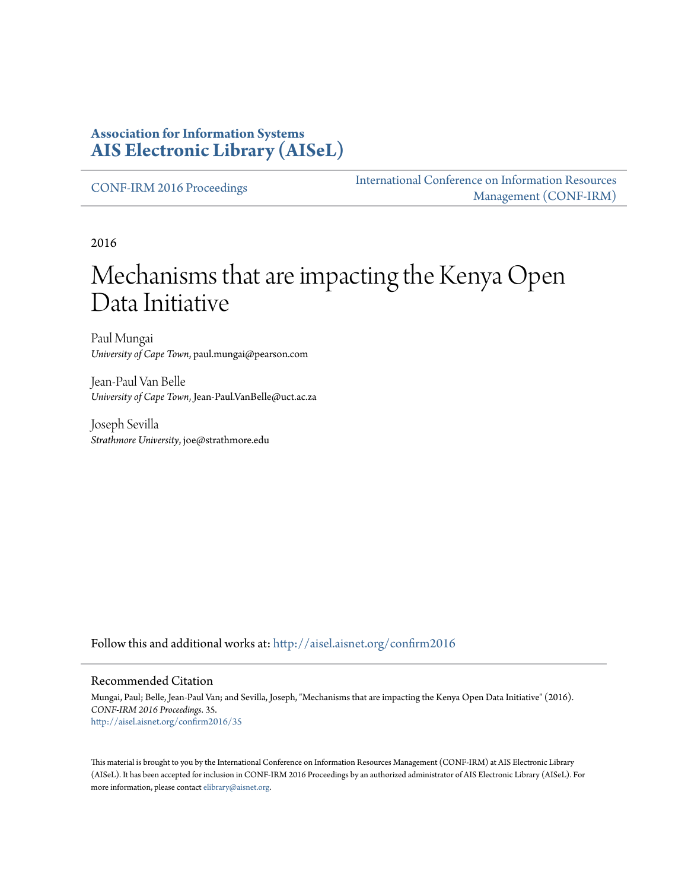**Association for Information Systems**
**AIS Electronic Library (AISeL)**

CONF-IRM 2016 Proceedings

International Conference on Information Resources Management (CONF-IRM)

2016

# Mechanisms that are impacting the Kenya Open Data Initiative

Paul Mungai
*University of Cape Town*, paul.mungai@pearson.com

Jean-Paul Van Belle
*University of Cape Town*, Jean-Paul.VanBelle@uct.ac.za

Joseph Sevilla
*Strathmore University*, joe@strathmore.edu

Follow this and additional works at: http://aisel.aisnet.org/confirm2016

## Recommended Citation

Mungai, Paul; Belle, Jean-Paul Van; and Sevilla, Joseph, "Mechanisms that are impacting the Kenya Open Data Initiative" (2016). *CONF-IRM 2016 Proceedings*. 35.
http://aisel.aisnet.org/confirm2016/35

This material is brought to you by the International Conference on Information Resources Management (CONF-IRM) at AIS Electronic Library (AISeL). It has been accepted for inclusion in CONF-IRM 2016 Proceedings by an authorized administrator of AIS Electronic Library (AISeL). For more information, please contact elibrary@aisnet.org.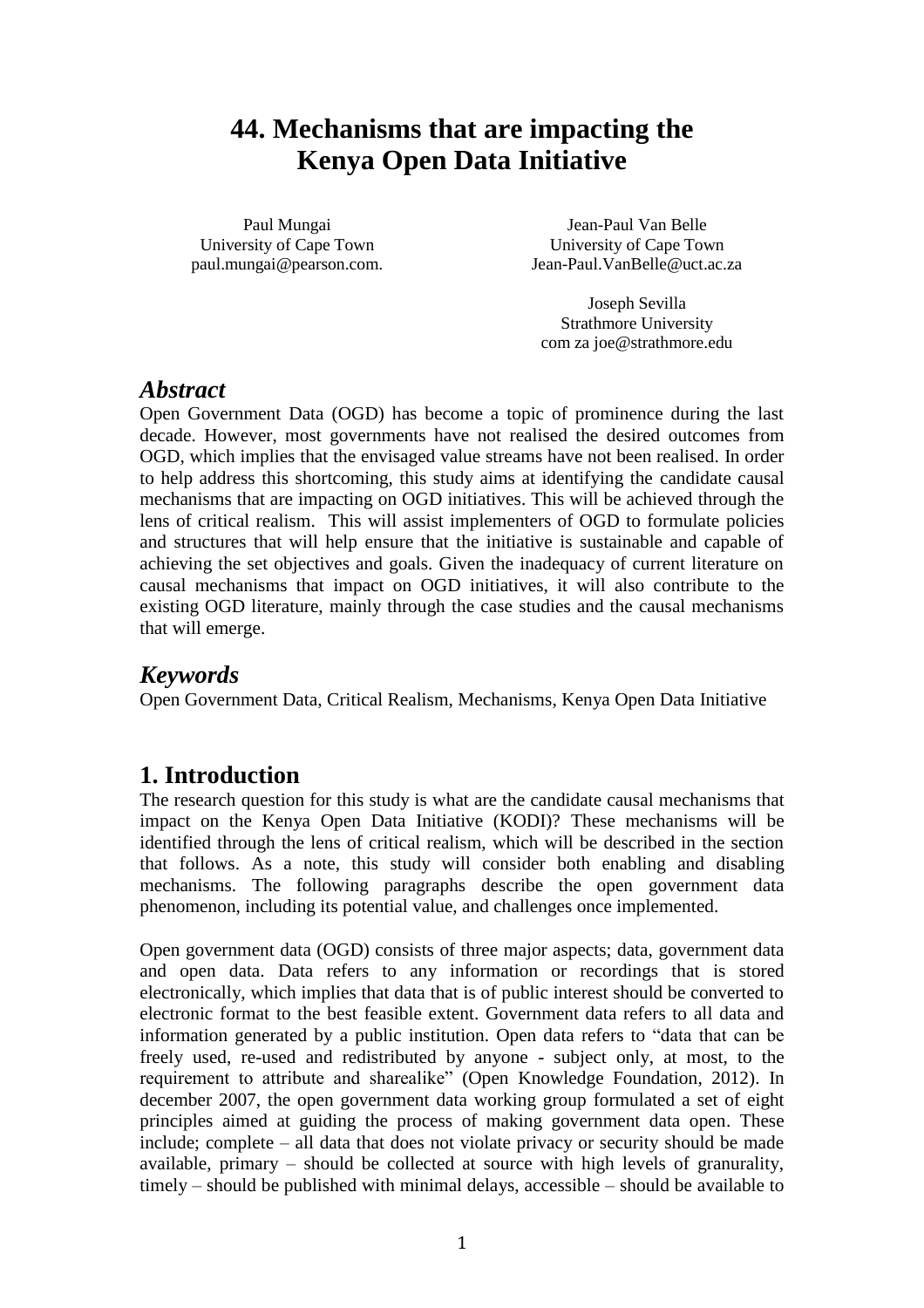# 44. Mechanisms that are impacting the Kenya Open Data Initiative

Paul Mungai
University of Cape Town
paul.mungai@pearson.com.

Jean-Paul Van Belle
University of Cape Town
Jean-Paul.VanBelle@uct.ac.za

Joseph Sevilla
Strathmore University
com za joe@strathmore.edu

## *Abstract*

Open Government Data (OGD) has become a topic of prominence during the last decade. However, most governments have not realised the desired outcomes from OGD, which implies that the envisaged value streams have not been realised. In order to help address this shortcoming, this study aims at identifying the candidate causal mechanisms that are impacting on OGD initiatives. This will be achieved through the lens of critical realism. This will assist implementers of OGD to formulate policies and structures that will help ensure that the initiative is sustainable and capable of achieving the set objectives and goals. Given the inadequacy of current literature on causal mechanisms that impact on OGD initiatives, it will also contribute to the existing OGD literature, mainly through the case studies and the causal mechanisms that will emerge.

## *Keywords*

Open Government Data, Critical Realism, Mechanisms, Kenya Open Data Initiative

## 1. Introduction

The research question for this study is what are the candidate causal mechanisms that impact on the Kenya Open Data Initiative (KODI)? These mechanisms will be identified through the lens of critical realism, which will be described in the section that follows. As a note, this study will consider both enabling and disabling mechanisms. The following paragraphs describe the open government data phenomenon, including its potential value, and challenges once implemented.

Open government data (OGD) consists of three major aspects; data, government data and open data. Data refers to any information or recordings that is stored electronically, which implies that data that is of public interest should be converted to electronic format to the best feasible extent. Government data refers to all data and information generated by a public institution. Open data refers to "data that can be freely used, re-used and redistributed by anyone - subject only, at most, to the requirement to attribute and sharealike" (Open Knowledge Foundation, 2012). In december 2007, the open government data working group formulated a set of eight principles aimed at guiding the process of making government data open. These include; complete – all data that does not violate privacy or security should be made available, primary – should be collected at source with high levels of granurality, timely – should be published with minimal delays, accessible – should be available to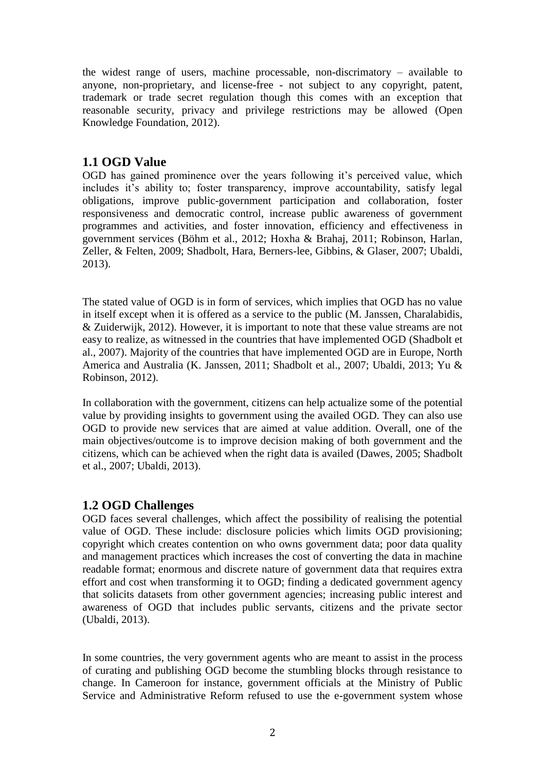the widest range of users, machine processable, non-discrimatory – available to anyone, non-proprietary, and license-free - not subject to any copyright, patent, trademark or trade secret regulation though this comes with an exception that reasonable security, privacy and privilege restrictions may be allowed (Open Knowledge Foundation, 2012).

## 1.1 OGD Value

OGD has gained prominence over the years following it's perceived value, which includes it's ability to; foster transparency, improve accountability, satisfy legal obligations, improve public-government participation and collaboration, foster responsiveness and democratic control, increase public awareness of government programmes and activities, and foster innovation, efficiency and effectiveness in government services (Böhm et al., 2012; Hoxha & Brahaj, 2011; Robinson, Harlan, Zeller, & Felten, 2009; Shadbolt, Hara, Berners-lee, Gibbins, & Glaser, 2007; Ubaldi, 2013).

The stated value of OGD is in form of services, which implies that OGD has no value in itself except when it is offered as a service to the public (M. Janssen, Charalabidis, & Zuiderwijk, 2012). However, it is important to note that these value streams are not easy to realize, as witnessed in the countries that have implemented OGD (Shadbolt et al., 2007). Majority of the countries that have implemented OGD are in Europe, North America and Australia (K. Janssen, 2011; Shadbolt et al., 2007; Ubaldi, 2013; Yu & Robinson, 2012).

In collaboration with the government, citizens can help actualize some of the potential value by providing insights to government using the availed OGD. They can also use OGD to provide new services that are aimed at value addition. Overall, one of the main objectives/outcome is to improve decision making of both government and the citizens, which can be achieved when the right data is availed (Dawes, 2005; Shadbolt et al., 2007; Ubaldi, 2013).

## 1.2 OGD Challenges

OGD faces several challenges, which affect the possibility of realising the potential value of OGD. These include: disclosure policies which limits OGD provisioning; copyright which creates contention on who owns government data; poor data quality and management practices which increases the cost of converting the data in machine readable format; enormous and discrete nature of government data that requires extra effort and cost when transforming it to OGD; finding a dedicated government agency that solicits datasets from other government agencies; increasing public interest and awareness of OGD that includes public servants, citizens and the private sector (Ubaldi, 2013).

In some countries, the very government agents who are meant to assist in the process of curating and publishing OGD become the stumbling blocks through resistance to change. In Cameroon for instance, government officials at the Ministry of Public Service and Administrative Reform refused to use the e-government system whose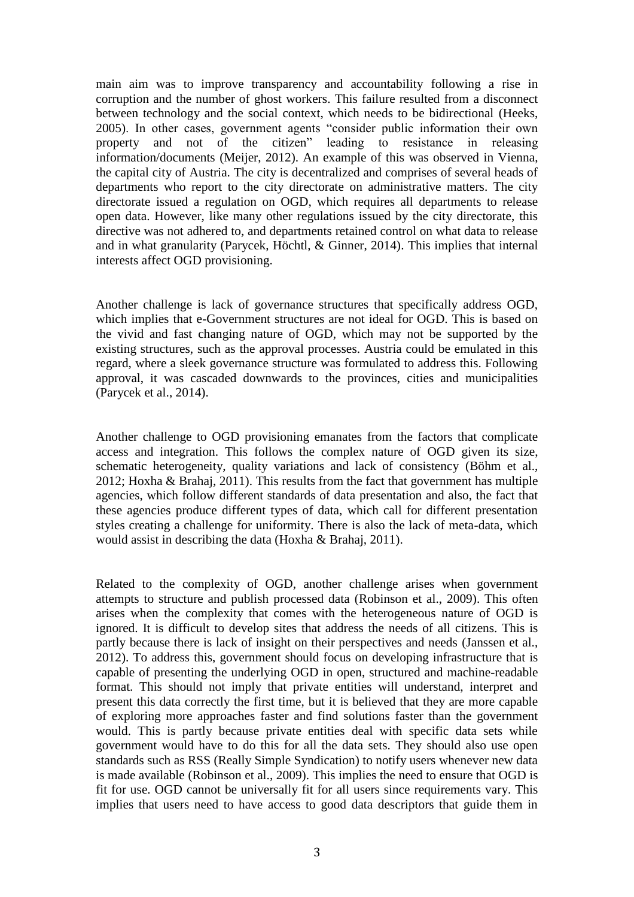main aim was to improve transparency and accountability following a rise in corruption and the number of ghost workers. This failure resulted from a disconnect between technology and the social context, which needs to be bidirectional (Heeks, 2005). In other cases, government agents "consider public information their own property and not of the citizen" leading to resistance in releasing information/documents (Meijer, 2012). An example of this was observed in Vienna, the capital city of Austria. The city is decentralized and comprises of several heads of departments who report to the city directorate on administrative matters. The city directorate issued a regulation on OGD, which requires all departments to release open data. However, like many other regulations issued by the city directorate, this directive was not adhered to, and departments retained control on what data to release and in what granularity (Parycek, Höchtl, & Ginner, 2014). This implies that internal interests affect OGD provisioning.

Another challenge is lack of governance structures that specifically address OGD, which implies that e-Government structures are not ideal for OGD. This is based on the vivid and fast changing nature of OGD, which may not be supported by the existing structures, such as the approval processes. Austria could be emulated in this regard, where a sleek governance structure was formulated to address this. Following approval, it was cascaded downwards to the provinces, cities and municipalities (Parycek et al., 2014).

Another challenge to OGD provisioning emanates from the factors that complicate access and integration. This follows the complex nature of OGD given its size, schematic heterogeneity, quality variations and lack of consistency (Böhm et al., 2012; Hoxha & Brahaj, 2011). This results from the fact that government has multiple agencies, which follow different standards of data presentation and also, the fact that these agencies produce different types of data, which call for different presentation styles creating a challenge for uniformity. There is also the lack of meta-data, which would assist in describing the data (Hoxha & Brahaj, 2011).

Related to the complexity of OGD, another challenge arises when government attempts to structure and publish processed data (Robinson et al., 2009). This often arises when the complexity that comes with the heterogeneous nature of OGD is ignored. It is difficult to develop sites that address the needs of all citizens. This is partly because there is lack of insight on their perspectives and needs (Janssen et al., 2012). To address this, government should focus on developing infrastructure that is capable of presenting the underlying OGD in open, structured and machine-readable format. This should not imply that private entities will understand, interpret and present this data correctly the first time, but it is believed that they are more capable of exploring more approaches faster and find solutions faster than the government would. This is partly because private entities deal with specific data sets while government would have to do this for all the data sets. They should also use open standards such as RSS (Really Simple Syndication) to notify users whenever new data is made available (Robinson et al., 2009). This implies the need to ensure that OGD is fit for use. OGD cannot be universally fit for all users since requirements vary. This implies that users need to have access to good data descriptors that guide them in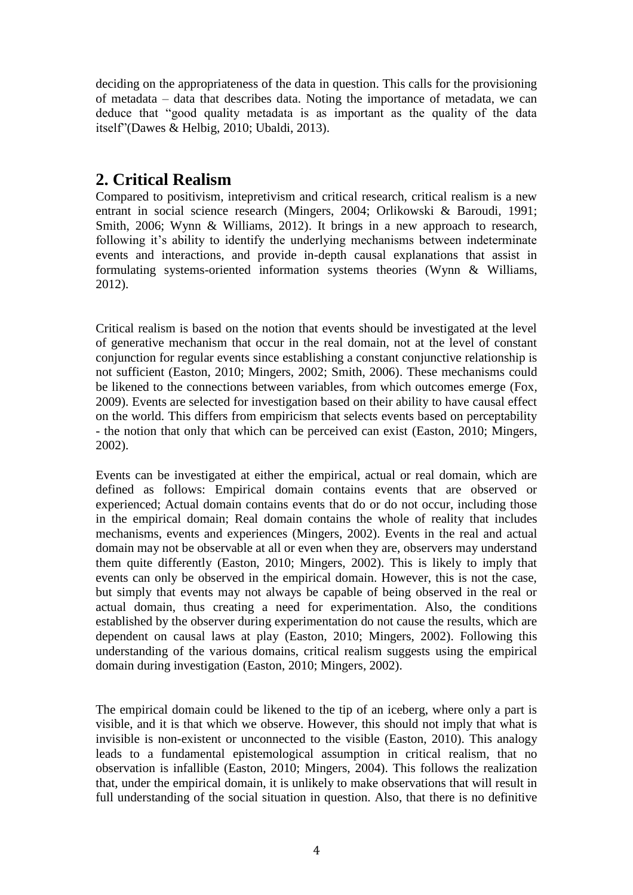deciding on the appropriateness of the data in question. This calls for the provisioning of metadata – data that describes data. Noting the importance of metadata, we can deduce that "good quality metadata is as important as the quality of the data itself"(Dawes & Helbig, 2010; Ubaldi, 2013).

## 2. Critical Realism

Compared to positivism, intepretivism and critical research, critical realism is a new entrant in social science research (Mingers, 2004; Orlikowski & Baroudi, 1991; Smith, 2006; Wynn & Williams, 2012). It brings in a new approach to research, following it's ability to identify the underlying mechanisms between indeterminate events and interactions, and provide in-depth causal explanations that assist in formulating systems-oriented information systems theories (Wynn & Williams, 2012).

Critical realism is based on the notion that events should be investigated at the level of generative mechanism that occur in the real domain, not at the level of constant conjunction for regular events since establishing a constant conjunctive relationship is not sufficient (Easton, 2010; Mingers, 2002; Smith, 2006). These mechanisms could be likened to the connections between variables, from which outcomes emerge (Fox, 2009). Events are selected for investigation based on their ability to have causal effect on the world. This differs from empiricism that selects events based on perceptability - the notion that only that which can be perceived can exist (Easton, 2010; Mingers, 2002).

Events can be investigated at either the empirical, actual or real domain, which are defined as follows: Empirical domain contains events that are observed or experienced; Actual domain contains events that do or do not occur, including those in the empirical domain; Real domain contains the whole of reality that includes mechanisms, events and experiences (Mingers, 2002). Events in the real and actual domain may not be observable at all or even when they are, observers may understand them quite differently (Easton, 2010; Mingers, 2002). This is likely to imply that events can only be observed in the empirical domain. However, this is not the case, but simply that events may not always be capable of being observed in the real or actual domain, thus creating a need for experimentation. Also, the conditions established by the observer during experimentation do not cause the results, which are dependent on causal laws at play (Easton, 2010; Mingers, 2002). Following this understanding of the various domains, critical realism suggests using the empirical domain during investigation (Easton, 2010; Mingers, 2002).

The empirical domain could be likened to the tip of an iceberg, where only a part is visible, and it is that which we observe. However, this should not imply that what is invisible is non-existent or unconnected to the visible (Easton, 2010). This analogy leads to a fundamental epistemological assumption in critical realism, that no observation is infallible (Easton, 2010; Mingers, 2004). This follows the realization that, under the empirical domain, it is unlikely to make observations that will result in full understanding of the social situation in question. Also, that there is no definitive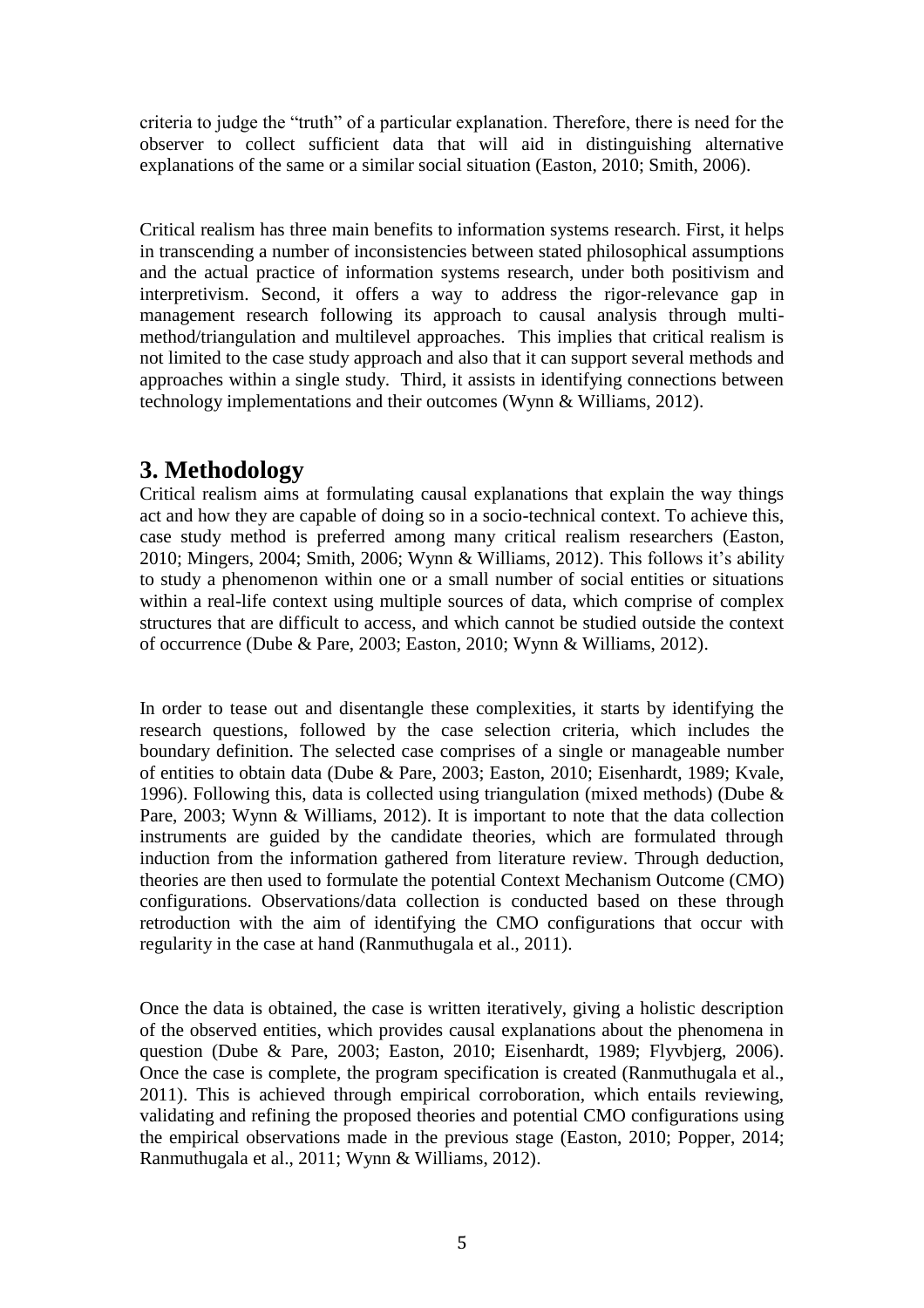criteria to judge the "truth" of a particular explanation. Therefore, there is need for the observer to collect sufficient data that will aid in distinguishing alternative explanations of the same or a similar social situation (Easton, 2010; Smith, 2006).

Critical realism has three main benefits to information systems research. First, it helps in transcending a number of inconsistencies between stated philosophical assumptions and the actual practice of information systems research, under both positivism and interpretivism. Second, it offers a way to address the rigor-relevance gap in management research following its approach to causal analysis through multi-method/triangulation and multilevel approaches. This implies that critical realism is not limited to the case study approach and also that it can support several methods and approaches within a single study. Third, it assists in identifying connections between technology implementations and their outcomes (Wynn & Williams, 2012).

# 3. Methodology

Critical realism aims at formulating causal explanations that explain the way things act and how they are capable of doing so in a socio-technical context. To achieve this, case study method is preferred among many critical realism researchers (Easton, 2010; Mingers, 2004; Smith, 2006; Wynn & Williams, 2012). This follows it's ability to study a phenomenon within one or a small number of social entities or situations within a real-life context using multiple sources of data, which comprise of complex structures that are difficult to access, and which cannot be studied outside the context of occurrence (Dube & Pare, 2003; Easton, 2010; Wynn & Williams, 2012).

In order to tease out and disentangle these complexities, it starts by identifying the research questions, followed by the case selection criteria, which includes the boundary definition. The selected case comprises of a single or manageable number of entities to obtain data (Dube & Pare, 2003; Easton, 2010; Eisenhardt, 1989; Kvale, 1996). Following this, data is collected using triangulation (mixed methods) (Dube & Pare, 2003; Wynn & Williams, 2012). It is important to note that the data collection instruments are guided by the candidate theories, which are formulated through induction from the information gathered from literature review. Through deduction, theories are then used to formulate the potential Context Mechanism Outcome (CMO) configurations. Observations/data collection is conducted based on these through retroduction with the aim of identifying the CMO configurations that occur with regularity in the case at hand (Ranmuthugala et al., 2011).

Once the data is obtained, the case is written iteratively, giving a holistic description of the observed entities, which provides causal explanations about the phenomena in question (Dube & Pare, 2003; Easton, 2010; Eisenhardt, 1989; Flyvbjerg, 2006). Once the case is complete, the program specification is created (Ranmuthugala et al., 2011). This is achieved through empirical corroboration, which entails reviewing, validating and refining the proposed theories and potential CMO configurations using the empirical observations made in the previous stage (Easton, 2010; Popper, 2014; Ranmuthugala et al., 2011; Wynn & Williams, 2012).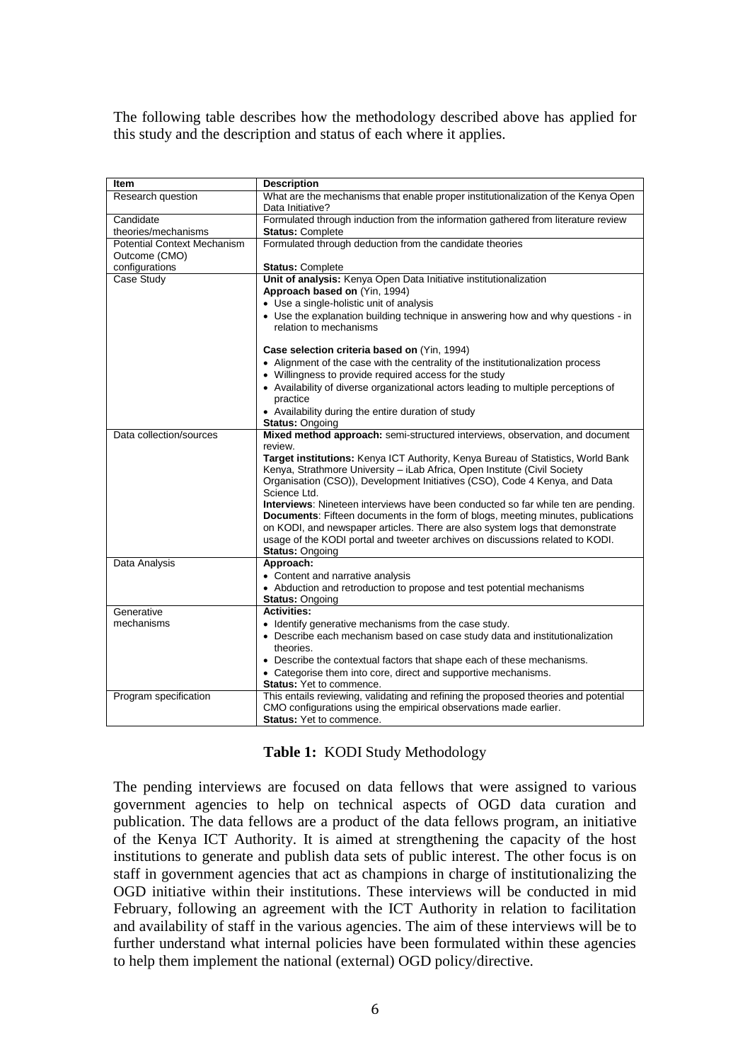The following table describes how the methodology described above has applied for this study and the description and status of each where it applies.

| Item | Description |
| --- | --- |
| Research question | What are the mechanisms that enable proper institutionalization of the Kenya Open Data Initiative? |
| Candidate theories/mechanisms | Formulated through induction from the information gathered from literature review<br>**Status:** Complete |
| Potential Context Mechanism Outcome (CMO) configurations | Formulated through deduction from the candidate theories<br>**Status:** Complete |
| Case Study | **Unit of analysis:** Kenya Open Data Initiative institutionalization<br>**Approach based on** (Yin, 1994)<br>• Use a single-holistic unit of analysis<br>• Use the explanation building technique in answering how and why questions - in relation to mechanisms<br><br>**Case selection criteria based on** (Yin, 1994)<br>• Alignment of the case with the centrality of the institutionalization process<br>• Willingness to provide required access for the study<br>• Availability of diverse organizational actors leading to multiple perceptions of practice<br>• Availability during the entire duration of study<br>**Status:** Ongoing |
| Data collection/sources | **Mixed method approach:** semi-structured interviews, observation, and document review.<br>**Target institutions:** Kenya ICT Authority, Kenya Bureau of Statistics, World Bank Kenya, Strathmore University – iLab Africa, Open Institute (Civil Society Organisation (CSO)), Development Initiatives (CSO), Code 4 Kenya, and Data Science Ltd.<br>**Interviews**: Nineteen interviews have been conducted so far while ten are pending.<br>**Documents**: Fifteen documents in the form of blogs, meeting minutes, publications on KODI, and newspaper articles. There are also system logs that demonstrate usage of the KODI portal and tweeter archives on discussions related to KODI.<br>**Status:** Ongoing |
| Data Analysis | **Approach:**<br>• Content and narrative analysis<br>• Abduction and retroduction to propose and test potential mechanisms<br>**Status:** Ongoing |
| Generative mechanisms | **Activities:**<br>• Identify generative mechanisms from the case study.<br>• Describe each mechanism based on case study data and institutionalization theories.<br>• Describe the contextual factors that shape each of these mechanisms.<br>• Categorise them into core, direct and supportive mechanisms.<br>**Status:** Yet to commence. |
| Program specification | This entails reviewing, validating and refining the proposed theories and potential CMO configurations using the empirical observations made earlier.<br>**Status:** Yet to commence. |

**Table 1:** KODI Study Methodology

The pending interviews are focused on data fellows that were assigned to various government agencies to help on technical aspects of OGD data curation and publication. The data fellows are a product of the data fellows program, an initiative of the Kenya ICT Authority. It is aimed at strengthening the capacity of the host institutions to generate and publish data sets of public interest. The other focus is on staff in government agencies that act as champions in charge of institutionalizing the OGD initiative within their institutions. These interviews will be conducted in mid February, following an agreement with the ICT Authority in relation to facilitation and availability of staff in the various agencies. The aim of these interviews will be to further understand what internal policies have been formulated within these agencies to help them implement the national (external) OGD policy/directive.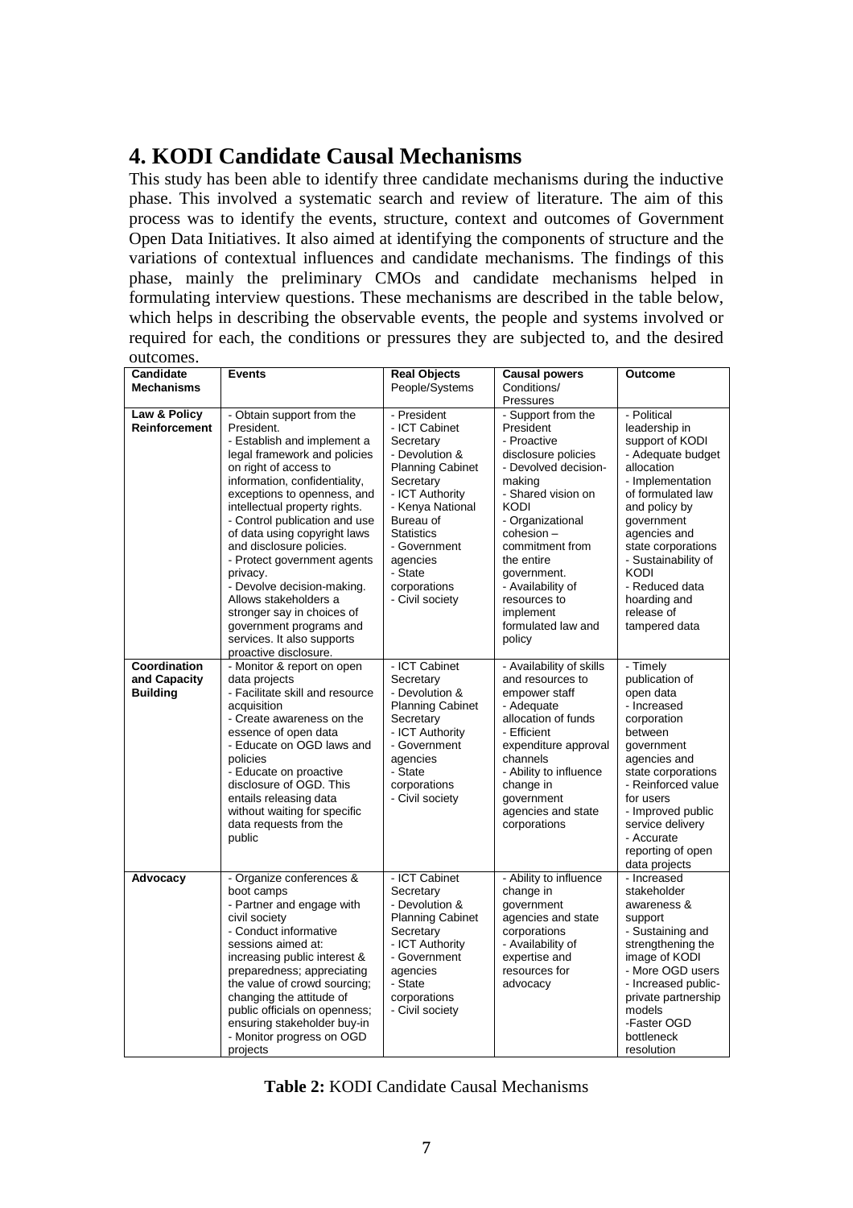## 4. KODI Candidate Causal Mechanisms

This study has been able to identify three candidate mechanisms during the inductive phase. This involved a systematic search and review of literature. The aim of this process was to identify the events, structure, context and outcomes of Government Open Data Initiatives. It also aimed at identifying the components of structure and the variations of contextual influences and candidate mechanisms. The findings of this phase, mainly the preliminary CMOs and candidate mechanisms helped in formulating interview questions. These mechanisms are described in the table below, which helps in describing the observable events, the people and systems involved or required for each, the conditions or pressures they are subjected to, and the desired outcomes.

| **Candidate Mechanisms** | **Events** | **Real Objects** People/Systems | **Causal powers** Conditions/ Pressures | **Outcome** |
|---|---|---|---|---|
| **Law & Policy Reinforcement** | - Obtain support from the President.<br>- Establish and implement a legal framework and policies on right of access to information, confidentiality, exceptions to openness, and intellectual property rights.<br>- Control publication and use of data using copyright laws and disclosure policies.<br>- Protect government agents privacy.<br>- Devolve decision-making. Allows stakeholders a stronger say in choices of government programs and services. It also supports proactive disclosure. | - President<br>- ICT Cabinet Secretary<br>- Devolution & Planning Cabinet Secretary<br>- ICT Authority<br>- Kenya National Bureau of Statistics<br>- Government agencies<br>- State corporations<br>- Civil society | - Support from the President<br>- Proactive disclosure policies<br>- Devolved decision-making<br>- Shared vision on KODI<br>- Organizational cohesion – commitment from the entire government.<br>- Availability of resources to implement formulated law and policy | - Political leadership in support of KODI<br>- Adequate budget allocation<br>- Implementation of formulated law and policy by government agencies and state corporations<br>- Sustainability of KODI<br>- Reduced data hoarding and release of tampered data |
| **Coordination and Capacity Building** | - Monitor & report on open data projects<br>- Facilitate skill and resource acquisition<br>- Create awareness on the essence of open data<br>- Educate on OGD laws and policies<br>- Educate on proactive disclosure of OGD. This entails releasing data without waiting for specific data requests from the public | - ICT Cabinet Secretary<br>- Devolution & Planning Cabinet Secretary<br>- ICT Authority<br>- Government agencies<br>- State corporations<br>- Civil society | - Availability of skills and resources to empower staff<br>- Adequate allocation of funds<br>- Efficient expenditure approval channels<br>- Ability to influence change in government agencies and state corporations | - Timely publication of open data<br>- Increased corporation between government agencies and state corporations<br>- Reinforced value for users<br>- Improved public service delivery<br>- Accurate reporting of open data projects |
| **Advocacy** | - Organize conferences & boot camps<br>- Partner and engage with civil society<br>- Conduct informative sessions aimed at: increasing public interest & preparedness; appreciating the value of crowd sourcing; changing the attitude of public officials on openness; ensuring stakeholder buy-in<br>- Monitor progress on OGD projects | - ICT Cabinet Secretary<br>- Devolution & Planning Cabinet Secretary<br>- ICT Authority<br>- Government agencies<br>- State corporations<br>- Civil society | - Ability to influence change in government agencies and state corporations<br>- Availability of expertise and resources for advocacy | - Increased stakeholder awareness & support<br>- Sustaining and strengthening the image of KODI<br>- More OGD users<br>- Increased public-private partnership models<br>-Faster OGD bottleneck resolution |

**Table 2:** KODI Candidate Causal Mechanisms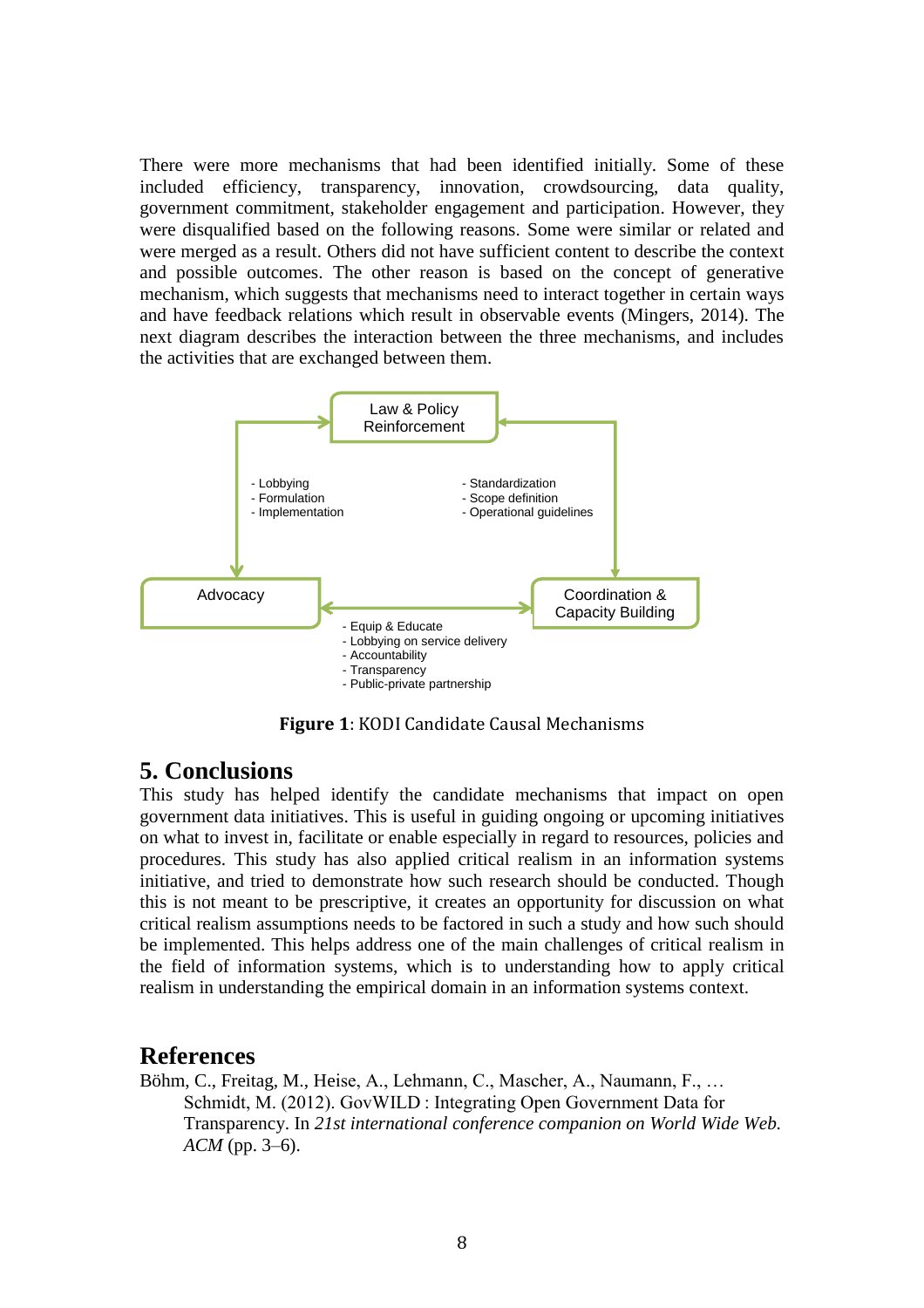There were more mechanisms that had been identified initially. Some of these included efficiency, transparency, innovation, crowdsourcing, data quality, government commitment, stakeholder engagement and participation. However, they were disqualified based on the following reasons. Some were similar or related and were merged as a result. Others did not have sufficient content to describe the context and possible outcomes. The other reason is based on the concept of generative mechanism, which suggests that mechanisms need to interact together in certain ways and have feedback relations which result in observable events (Mingers, 2014). The next diagram describes the interaction between the three mechanisms, and includes the activities that are exchanged between them.

Law & Policy Reinforcement

- Lobbying
- Formulation
- Implementation

- Standardization
- Scope definition
- Operational guidelines

Advocacy

Coordination & Capacity Building

- Equip & Educate
- Lobbying on service delivery
- Accountability
- Transparency
- Public-private partnership

**Figure 1**: KODI Candidate Causal Mechanisms

## 5. Conclusions

This study has helped identify the candidate mechanisms that impact on open government data initiatives. This is useful in guiding ongoing or upcoming initiatives on what to invest in, facilitate or enable especially in regard to resources, policies and procedures. This study has also applied critical realism in an information systems initiative, and tried to demonstrate how such research should be conducted. Though this is not meant to be prescriptive, it creates an opportunity for discussion on what critical realism assumptions needs to be factored in such a study and how such should be implemented. This helps address one of the main challenges of critical realism in the field of information systems, which is to understanding how to apply critical realism in understanding the empirical domain in an information systems context.

## References

Böhm, C., Freitag, M., Heise, A., Lehmann, C., Mascher, A., Naumann, F., … Schmidt, M. (2012). GovWILD : Integrating Open Government Data for Transparency. In *21st international conference companion on World Wide Web. ACM* (pp. 3–6).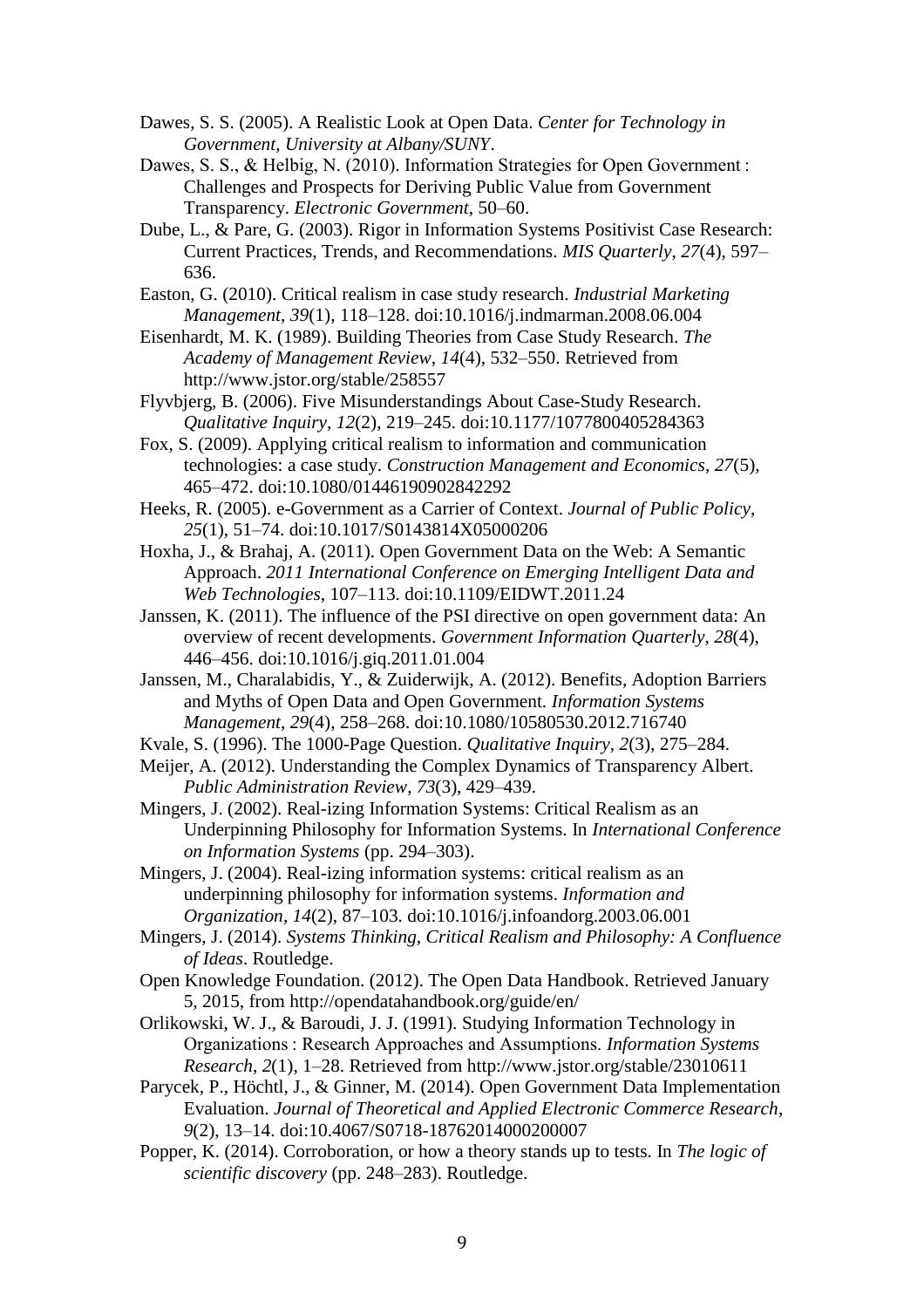Dawes, S. S. (2005). A Realistic Look at Open Data. *Center for Technology in Government, University at Albany/SUNY*.

Dawes, S. S., & Helbig, N. (2010). Information Strategies for Open Government : Challenges and Prospects for Deriving Public Value from Government Transparency. *Electronic Government*, 50–60.

Dube, L., & Pare, G. (2003). Rigor in Information Systems Positivist Case Research: Current Practices, Trends, and Recommendations. *MIS Quarterly*, *27*(4), 597–636.

Easton, G. (2010). Critical realism in case study research. *Industrial Marketing Management*, *39*(1), 118–128. doi:10.1016/j.indmarman.2008.06.004

Eisenhardt, M. K. (1989). Building Theories from Case Study Research. *The Academy of Management Review*, *14*(4), 532–550. Retrieved from http://www.jstor.org/stable/258557

Flyvbjerg, B. (2006). Five Misunderstandings About Case-Study Research. *Qualitative Inquiry*, *12*(2), 219–245. doi:10.1177/1077800405284363

Fox, S. (2009). Applying critical realism to information and communication technologies: a case study. *Construction Management and Economics*, *27*(5), 465–472. doi:10.1080/01446190902842292

Heeks, R. (2005). e-Government as a Carrier of Context. *Journal of Public Policy*, *25*(1), 51–74. doi:10.1017/S0143814X05000206

Hoxha, J., & Brahaj, A. (2011). Open Government Data on the Web: A Semantic Approach. *2011 International Conference on Emerging Intelligent Data and Web Technologies*, 107–113. doi:10.1109/EIDWT.2011.24

Janssen, K. (2011). The influence of the PSI directive on open government data: An overview of recent developments. *Government Information Quarterly*, *28*(4), 446–456. doi:10.1016/j.giq.2011.01.004

Janssen, M., Charalabidis, Y., & Zuiderwijk, A. (2012). Benefits, Adoption Barriers and Myths of Open Data and Open Government. *Information Systems Management*, *29*(4), 258–268. doi:10.1080/10580530.2012.716740

Kvale, S. (1996). The 1000-Page Question. *Qualitative Inquiry*, *2*(3), 275–284.

Meijer, A. (2012). Understanding the Complex Dynamics of Transparency Albert. *Public Administration Review*, *73*(3), 429–439.

Mingers, J. (2002). Real-izing Information Systems: Critical Realism as an Underpinning Philosophy for Information Systems. In *International Conference on Information Systems* (pp. 294–303).

Mingers, J. (2004). Real-izing information systems: critical realism as an underpinning philosophy for information systems. *Information and Organization*, *14*(2), 87–103. doi:10.1016/j.infoandorg.2003.06.001

Mingers, J. (2014). *Systems Thinking, Critical Realism and Philosophy: A Confluence of Ideas*. Routledge.

Open Knowledge Foundation. (2012). The Open Data Handbook. Retrieved January 5, 2015, from http://opendatahandbook.org/guide/en/

Orlikowski, W. J., & Baroudi, J. J. (1991). Studying Information Technology in Organizations : Research Approaches and Assumptions. *Information Systems Research*, *2*(1), 1–28. Retrieved from http://www.jstor.org/stable/23010611

Parycek, P., Höchtl, J., & Ginner, M. (2014). Open Government Data Implementation Evaluation. *Journal of Theoretical and Applied Electronic Commerce Research*, *9*(2), 13–14. doi:10.4067/S0718-18762014000200007

Popper, K. (2014). Corroboration, or how a theory stands up to tests. In *The logic of scientific discovery* (pp. 248–283). Routledge.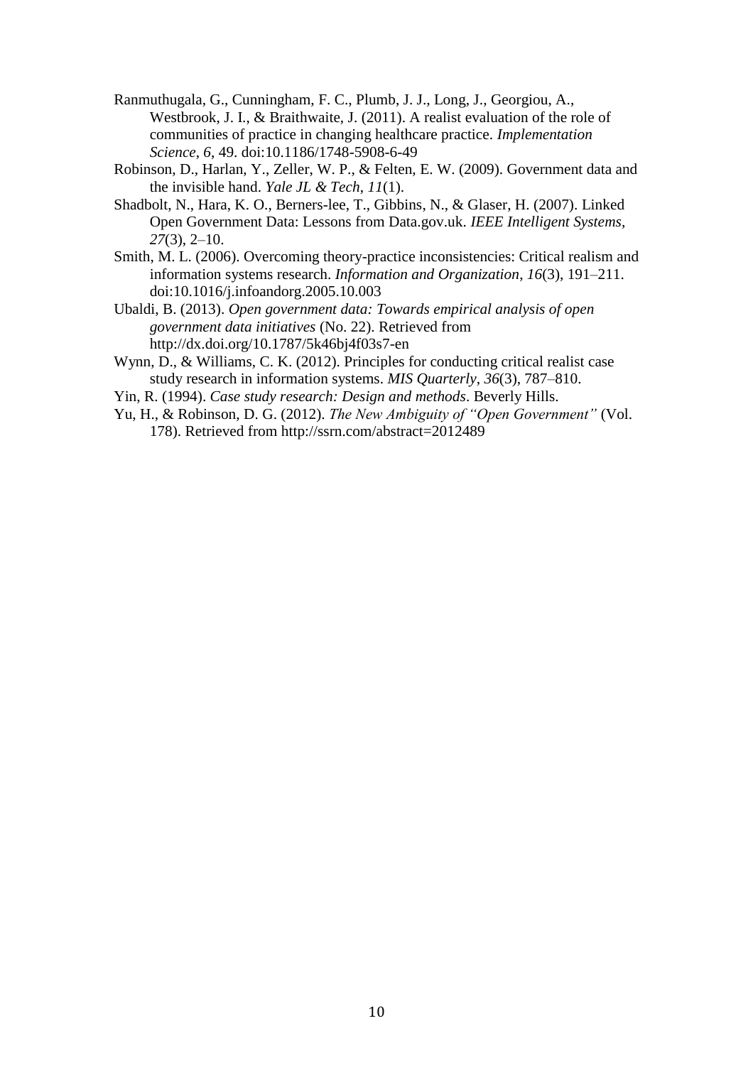Ranmuthugala, G., Cunningham, F. C., Plumb, J. J., Long, J., Georgiou, A., Westbrook, J. I., & Braithwaite, J. (2011). A realist evaluation of the role of communities of practice in changing healthcare practice. *Implementation Science*, *6*, 49. doi:10.1186/1748-5908-6-49

Robinson, D., Harlan, Y., Zeller, W. P., & Felten, E. W. (2009). Government data and the invisible hand. *Yale JL & Tech*, *11*(1).

Shadbolt, N., Hara, K. O., Berners-lee, T., Gibbins, N., & Glaser, H. (2007). Linked Open Government Data: Lessons from Data.gov.uk. *IEEE Intelligent Systems*, *27*(3), 2–10.

Smith, M. L. (2006). Overcoming theory-practice inconsistencies: Critical realism and information systems research. *Information and Organization*, *16*(3), 191–211. doi:10.1016/j.infoandorg.2005.10.003

Ubaldi, B. (2013). *Open government data: Towards empirical analysis of open government data initiatives* (No. 22). Retrieved from http://dx.doi.org/10.1787/5k46bj4f03s7-en

Wynn, D., & Williams, C. K. (2012). Principles for conducting critical realist case study research in information systems. *MIS Quarterly*, *36*(3), 787–810.

Yin, R. (1994). *Case study research: Design and methods*. Beverly Hills.

Yu, H., & Robinson, D. G. (2012). *The New Ambiguity of "Open Government"* (Vol. 178). Retrieved from http://ssrn.com/abstract=2012489